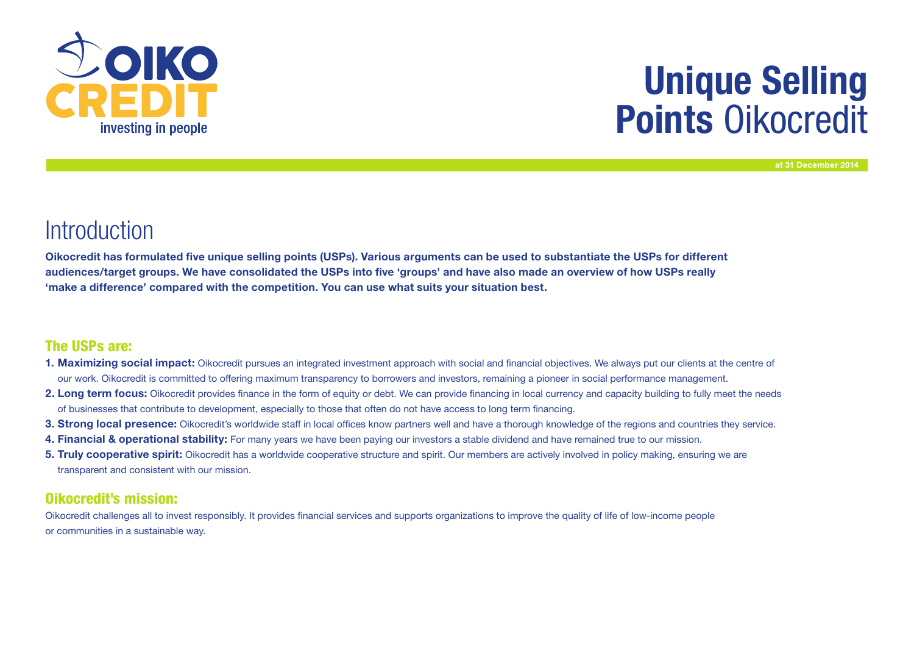OIKO CREDIT
investing in people

# Unique Selling Points Oikocredit

at 31 December 2014

## Introduction

**Oikocredit has formulated five unique selling points (USPs). Various arguments can be used to substantiate the USPs for different audiences/target groups. We have consolidated the USPs into five 'groups' and have also made an overview of how USPs really 'make a difference' compared with the competition. You can use what suits your situation best.**

### The USPs are:

1. **Maximizing social impact:** Oikocredit pursues an integrated investment approach with social and financial objectives. We always put our clients at the centre of our work. Oikocredit is committed to offering maximum transparency to borrowers and investors, remaining a pioneer in social performance management.
2. **Long term focus:** Oikocredit provides finance in the form of equity or debt. We can provide financing in local currency and capacity building to fully meet the needs of businesses that contribute to development, especially to those that often do not have access to long term financing.
3. **Strong local presence:** Oikocredit's worldwide staff in local offices know partners well and have a thorough knowledge of the regions and countries they service.
4. **Financial & operational stability:** For many years we have been paying our investors a stable dividend and have remained true to our mission.
5. **Truly cooperative spirit:** Oikocredit has a worldwide cooperative structure and spirit. Our members are actively involved in policy making, ensuring we are transparent and consistent with our mission.

### Oikocredit's mission:

Oikocredit challenges all to invest responsibly. It provides financial services and supports organizations to improve the quality of life of low-income people or communities in a sustainable way.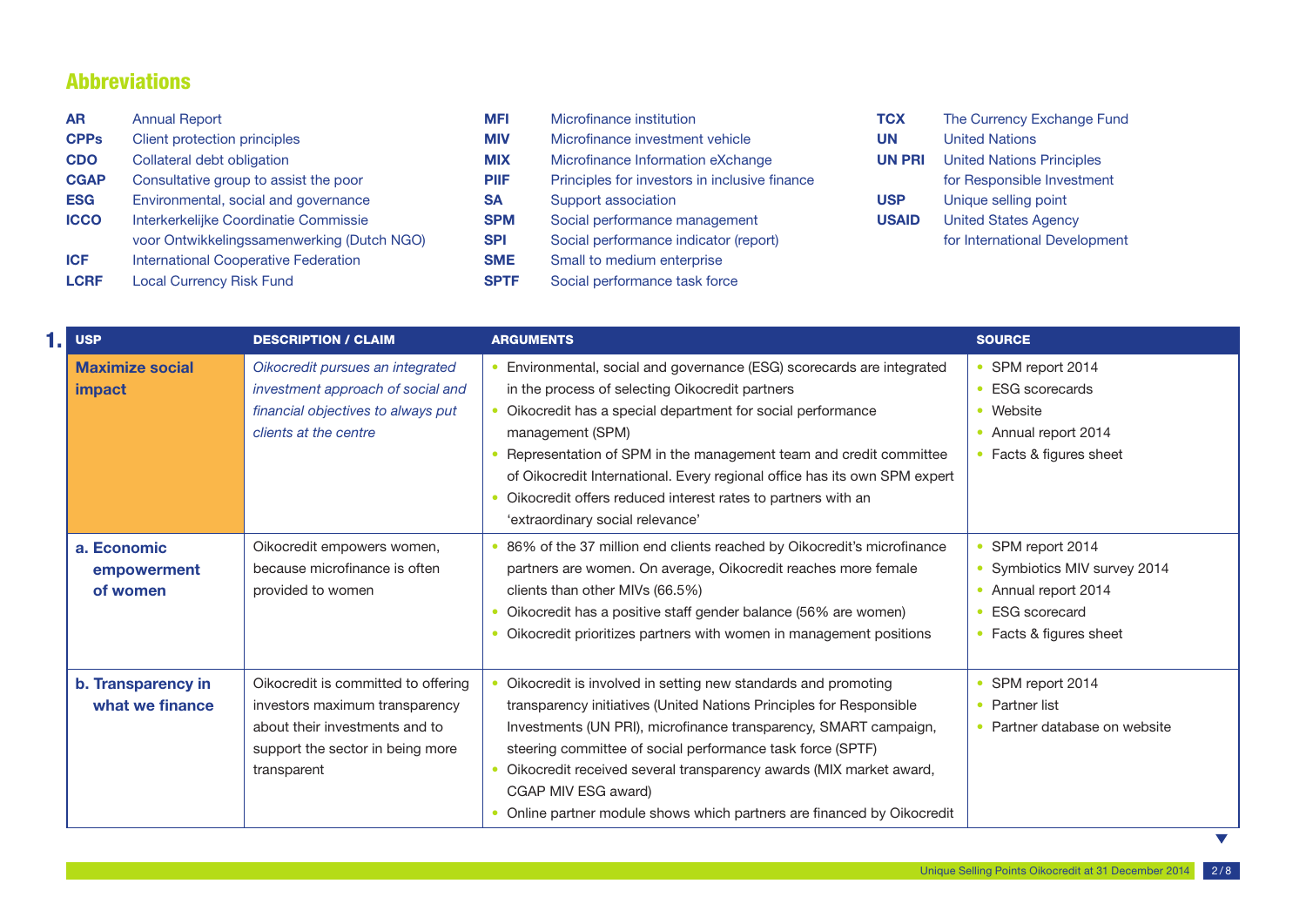## Abbreviations

| | |
|---|---|
| **AR** | Annual Report |
| **CPPs** | Client protection principles |
| **CDO** | Collateral debt obligation |
| **CGAP** | Consultative group to assist the poor |
| **ESG** | Environmental, social and governance |
| **ICCO** | Interkerkelijke Coordinatie Commissie voor Ontwikkelingssamenwerking (Dutch NGO) |
| **ICF** | International Cooperative Federation |
| **LCRF** | Local Currency Risk Fund |
| **MFI** | Microfinance institution |
| **MIV** | Microfinance investment vehicle |
| **MIX** | Microfinance Information eXchange |
| **PIIF** | Principles for investors in inclusive finance |
| **SA** | Support association |
| **SPM** | Social performance management |
| **SPI** | Social performance indicator (report) |
| **SME** | Small to medium enterprise |
| **SPTF** | Social performance task force |
| **TCX** | The Currency Exchange Fund |
| **UN** | United Nations |
| **UN PRI** | United Nations Principles for Responsible Investment |
| **USP** | Unique selling point |
| **USAID** | United States Agency for International Development |

**1.**

| USP | DESCRIPTION / CLAIM | ARGUMENTS | SOURCE |
|---|---|---|---|
| **Maximize social impact** | *Oikocredit pursues an integrated investment approach of social and financial objectives to always put clients at the centre* | • Environmental, social and governance (ESG) scorecards are integrated in the process of selecting Oikocredit partners<br>• Oikocredit has a special department for social performance management (SPM)<br>• Representation of SPM in the management team and credit committee of Oikocredit International. Every regional office has its own SPM expert<br>• Oikocredit offers reduced interest rates to partners with an 'extraordinary social relevance' | • SPM report 2014<br>• ESG scorecards<br>• Website<br>• Annual report 2014<br>• Facts & figures sheet |
| **a. Economic empowerment of women** | Oikocredit empowers women, because microfinance is often provided to women | • 86% of the 37 million end clients reached by Oikocredit's microfinance partners are women. On average, Oikocredit reaches more female clients than other MIVs (66.5%)<br>• Oikocredit has a positive staff gender balance (56% are women)<br>• Oikocredit prioritizes partners with women in management positions | • SPM report 2014<br>• Symbiotics MIV survey 2014<br>• Annual report 2014<br>• ESG scorecard<br>• Facts & figures sheet |
| **b. Transparency in what we finance** | Oikocredit is committed to offering investors maximum transparency about their investments and to support the sector in being more transparent | • Oikocredit is involved in setting new standards and promoting transparency initiatives (United Nations Principles for Responsible Investments (UN PRI), microfinance transparency, SMART campaign, steering committee of social performance task force (SPTF)<br>• Oikocredit received several transparency awards (MIX market award, CGAP MIV ESG award)<br>• Online partner module shows which partners are financed by Oikocredit | • SPM report 2014<br>• Partner list<br>• Partner database on website |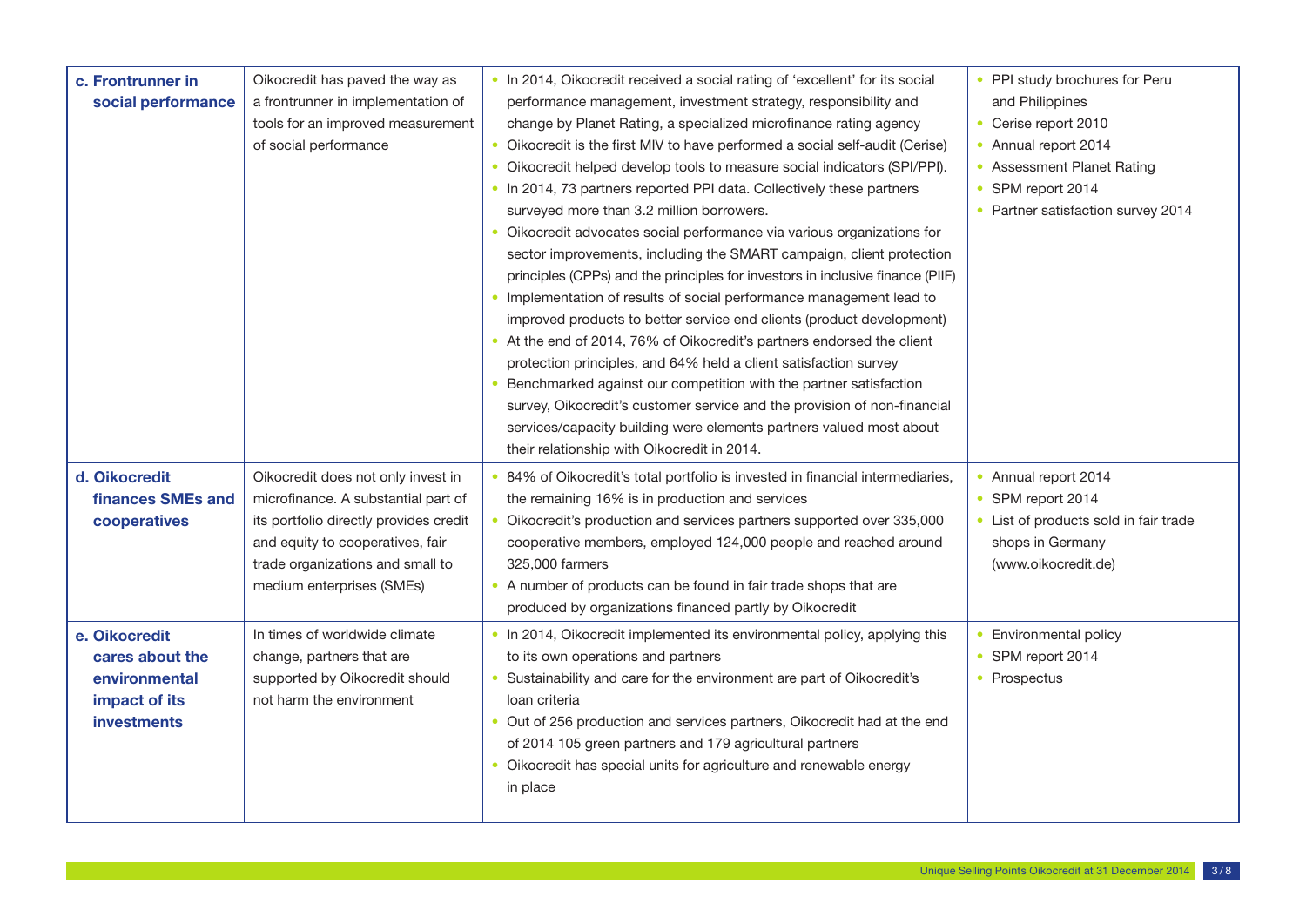| | | | |
|---|---|---|---|
| **c. Frontrunner in social performance** | Oikocredit has paved the way as a frontrunner in implementation of tools for an improved measurement of social performance | • In 2014, Oikocredit received a social rating of 'excellent' for its social performance management, investment strategy, responsibility and change by Planet Rating, a specialized microfinance rating agency<br>• Oikocredit is the first MIV to have performed a social self-audit (Cerise)<br>• Oikocredit helped develop tools to measure social indicators (SPI/PPI).<br>• In 2014, 73 partners reported PPI data. Collectively these partners surveyed more than 3.2 million borrowers.<br>• Oikocredit advocates social performance via various organizations for sector improvements, including the SMART campaign, client protection principles (CPPs) and the principles for investors in inclusive finance (PIIF)<br>• Implementation of results of social performance management lead to improved products to better service end clients (product development)<br>• At the end of 2014, 76% of Oikocredit's partners endorsed the client protection principles, and 64% held a client satisfaction survey<br>• Benchmarked against our competition with the partner satisfaction survey, Oikocredit's customer service and the provision of non-financial services/capacity building were elements partners valued most about their relationship with Oikocredit in 2014. | • PPI study brochures for Peru and Philippines<br>• Cerise report 2010<br>• Annual report 2014<br>• Assessment Planet Rating<br>• SPM report 2014<br>• Partner satisfaction survey 2014 |
| **d. Oikocredit finances SMEs and cooperatives** | Oikocredit does not only invest in microfinance. A substantial part of its portfolio directly provides credit and equity to cooperatives, fair trade organizations and small to medium enterprises (SMEs) | • 84% of Oikocredit's total portfolio is invested in financial intermediaries, the remaining 16% is in production and services<br>• Oikocredit's production and services partners supported over 335,000 cooperative members, employed 124,000 people and reached around 325,000 farmers<br>• A number of products can be found in fair trade shops that are produced by organizations financed partly by Oikocredit | • Annual report 2014<br>• SPM report 2014<br>• List of products sold in fair trade shops in Germany (www.oikocredit.de) |
| **e. Oikocredit cares about the environmental impact of its investments** | In times of worldwide climate change, partners that are supported by Oikocredit should not harm the environment | • In 2014, Oikocredit implemented its environmental policy, applying this to its own operations and partners<br>• Sustainability and care for the environment are part of Oikocredit's loan criteria<br>• Out of 256 production and services partners, Oikocredit had at the end of 2014 105 green partners and 179 agricultural partners<br>• Oikocredit has special units for agriculture and renewable energy in place | • Environmental policy<br>• SPM report 2014<br>• Prospectus |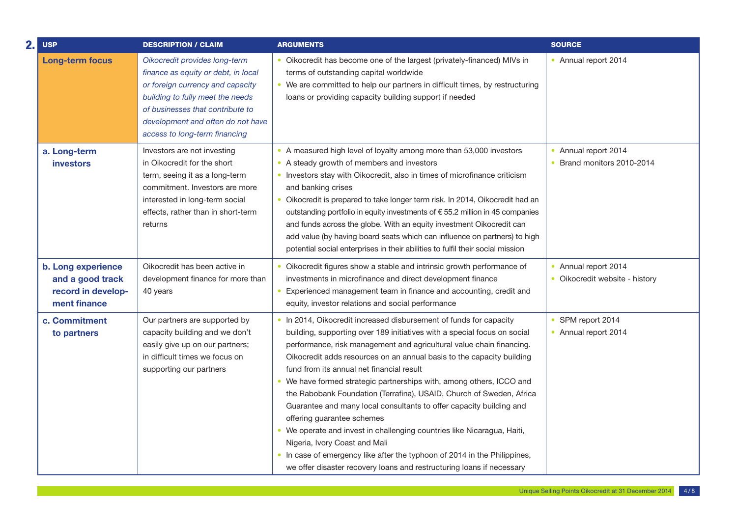**2.**

| USP | DESCRIPTION / CLAIM | ARGUMENTS | SOURCE |
|---|---|---|---|
| **Long-term focus** | *Oikocredit provides long-term finance as equity or debt, in local or foreign currency and capacity building to fully meet the needs of businesses that contribute to development and often do not have access to long-term financing* | • Oikocredit has become one of the largest (privately-financed) MIVs in terms of outstanding capital worldwide<br>• We are committed to help our partners in difficult times, by restructuring loans or providing capacity building support if needed | • Annual report 2014 |
| **a. Long-term investors** | Investors are not investing in Oikocredit for the short term, seeing it as a long-term commitment. Investors are more interested in long-term social effects, rather than in short-term returns | • A measured high level of loyalty among more than 53,000 investors<br>• A steady growth of members and investors<br>• Investors stay with Oikocredit, also in times of microfinance criticism and banking crises<br>• Oikocredit is prepared to take longer term risk. In 2014, Oikocredit had an outstanding portfolio in equity investments of € 55.2 million in 45 companies and funds across the globe. With an equity investment Oikocredit can add value (by having board seats which can influence on partners) to high potential social enterprises in their abilities to fulfil their social mission | • Annual report 2014<br>• Brand monitors 2010-2014 |
| **b. Long experience and a good track record in develop-ment finance** | Oikocredit has been active in development finance for more than 40 years | • Oikocredit figures show a stable and intrinsic growth performance of investments in microfinance and direct development finance<br>• Experienced management team in finance and accounting, credit and equity, investor relations and social performance | • Annual report 2014<br>• Oikocredit website - history |
| **c. Commitment to partners** | Our partners are supported by capacity building and we don't easily give up on our partners; in difficult times we focus on supporting our partners | • In 2014, Oikocredit increased disbursement of funds for capacity building, supporting over 189 initiatives with a special focus on social performance, risk management and agricultural value chain financing. Oikocredit adds resources on an annual basis to the capacity building fund from its annual net financial result<br>• We have formed strategic partnerships with, among others, ICCO and the Rabobank Foundation (Terrafina), USAID, Church of Sweden, Africa Guarantee and many local consultants to offer capacity building and offering guarantee schemes<br>• We operate and invest in challenging countries like Nicaragua, Haiti, Nigeria, Ivory Coast and Mali<br>• In case of emergency like after the typhoon of 2014 in the Philippines, we offer disaster recovery loans and restructuring loans if necessary | • SPM report 2014<br>• Annual report 2014 |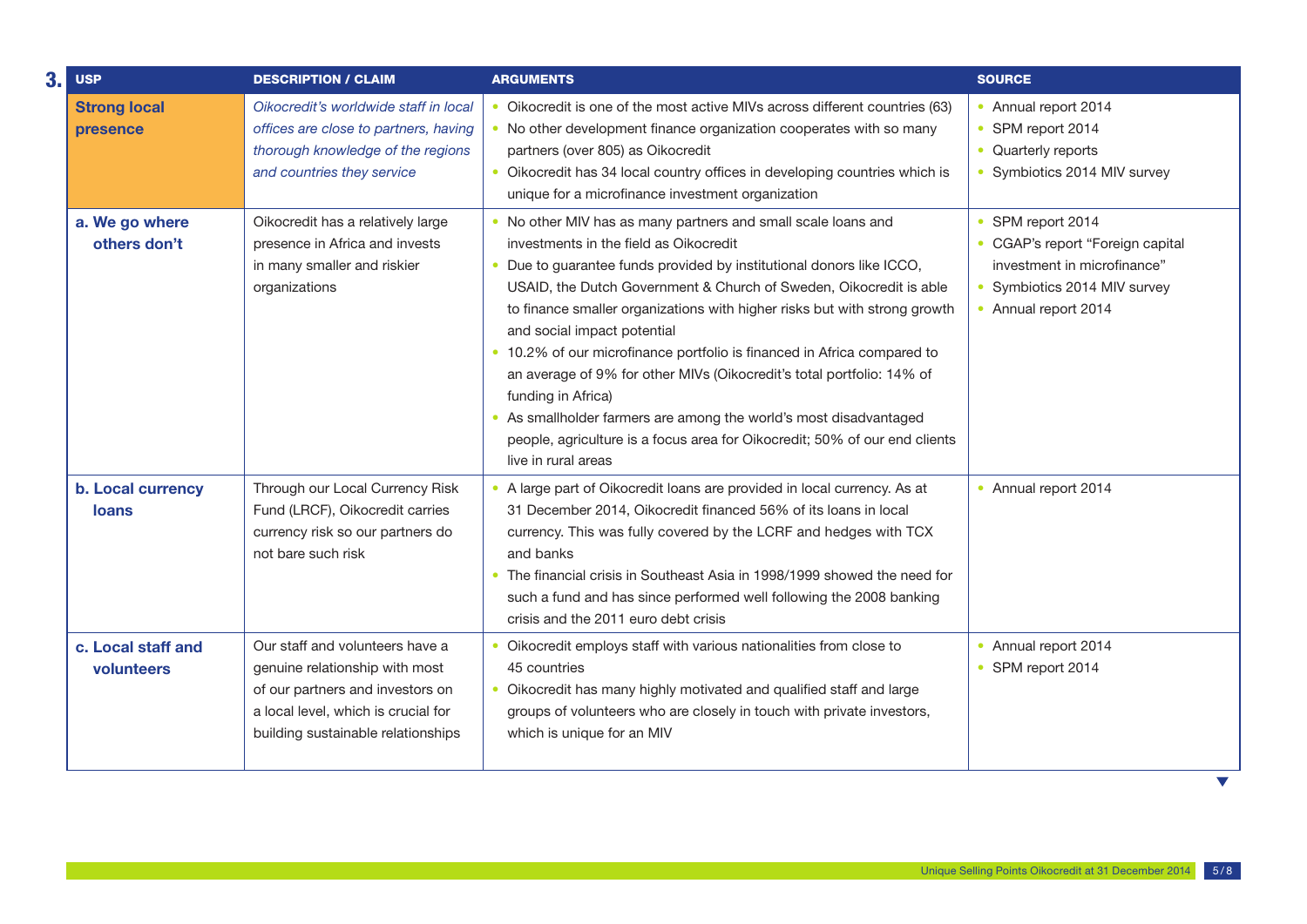| 3. USP | DESCRIPTION / CLAIM | ARGUMENTS | SOURCE |
|---|---|---|---|
| **Strong local presence** | *Oikocredit's worldwide staff in local offices are close to partners, having thorough knowledge of the regions and countries they service* | • Oikocredit is one of the most active MIVs across different countries (63)<br>• No other development finance organization cooperates with so many partners (over 805) as Oikocredit<br>• Oikocredit has 34 local country offices in developing countries which is unique for a microfinance investment organization | • Annual report 2014<br>• SPM report 2014<br>• Quarterly reports<br>• Symbiotics 2014 MIV survey |
| **a. We go where others don't** | Oikocredit has a relatively large presence in Africa and invests in many smaller and riskier organizations | • No other MIV has as many partners and small scale loans and investments in the field as Oikocredit<br>• Due to guarantee funds provided by institutional donors like ICCO, USAID, the Dutch Government & Church of Sweden, Oikocredit is able to finance smaller organizations with higher risks but with strong growth and social impact potential<br>• 10.2% of our microfinance portfolio is financed in Africa compared to an average of 9% for other MIVs (Oikocredit's total portfolio: 14% of funding in Africa)<br>• As smallholder farmers are among the world's most disadvantaged people, agriculture is a focus area for Oikocredit; 50% of our end clients live in rural areas | • SPM report 2014<br>• CGAP's report "Foreign capital investment in microfinance"<br>• Symbiotics 2014 MIV survey<br>• Annual report 2014 |
| **b. Local currency loans** | Through our Local Currency Risk Fund (LRCF), Oikocredit carries currency risk so our partners do not bare such risk | • A large part of Oikocredit loans are provided in local currency. As at 31 December 2014, Oikocredit financed 56% of its loans in local currency. This was fully covered by the LCRF and hedges with TCX and banks<br>• The financial crisis in Southeast Asia in 1998/1999 showed the need for such a fund and has since performed well following the 2008 banking crisis and the 2011 euro debt crisis | • Annual report 2014 |
| **c. Local staff and volunteers** | Our staff and volunteers have a genuine relationship with most of our partners and investors on a local level, which is crucial for building sustainable relationships | • Oikocredit employs staff with various nationalities from close to 45 countries<br>• Oikocredit has many highly motivated and qualified staff and large groups of volunteers who are closely in touch with private investors, which is unique for an MIV | • Annual report 2014<br>• SPM report 2014 |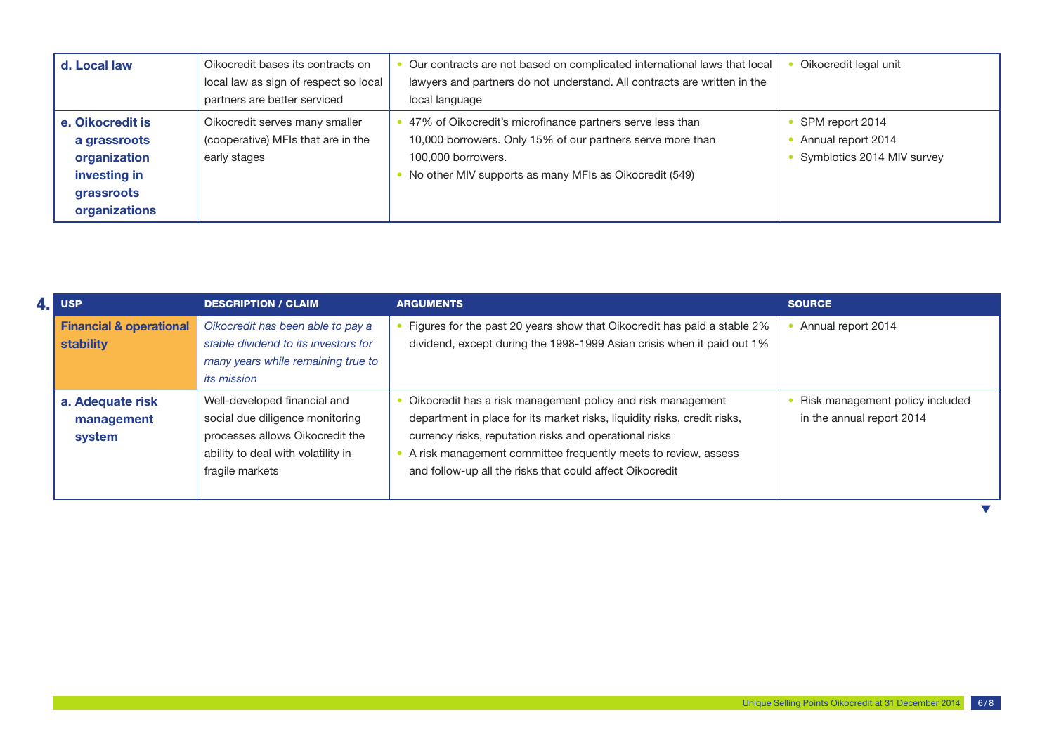| | | | |
|---|---|---|---|
| **d. Local law** | Oikocredit bases its contracts on local law as sign of respect so local partners are better serviced | • Our contracts are not based on complicated international laws that local lawyers and partners do not understand. All contracts are written in the local language | • Oikocredit legal unit |
| **e. Oikocredit is a grassroots organization investing in grassroots organizations** | Oikocredit serves many smaller (cooperative) MFIs that are in the early stages | • 47% of Oikocredit's microfinance partners serve less than 10,000 borrowers. Only 15% of our partners serve more than 100,000 borrowers.<br>• No other MIV supports as many MFIs as Oikocredit (549) | • SPM report 2014<br>• Annual report 2014<br>• Symbiotics 2014 MIV survey |

**4.**

| USP | DESCRIPTION / CLAIM | ARGUMENTS | SOURCE |
|---|---|---|---|
| **Financial & operational stability** | *Oikocredit has been able to pay a stable dividend to its investors for many years while remaining true to its mission* | • Figures for the past 20 years show that Oikocredit has paid a stable 2% dividend, except during the 1998-1999 Asian crisis when it paid out 1% | • Annual report 2014 |
| **a. Adequate risk management system** | Well-developed financial and social due diligence monitoring processes allows Oikocredit the ability to deal with volatility in fragile markets | • Oikocredit has a risk management policy and risk management department in place for its market risks, liquidity risks, credit risks, currency risks, reputation risks and operational risks<br>• A risk management committee frequently meets to review, assess and follow-up all the risks that could affect Oikocredit | • Risk management policy included in the annual report 2014 |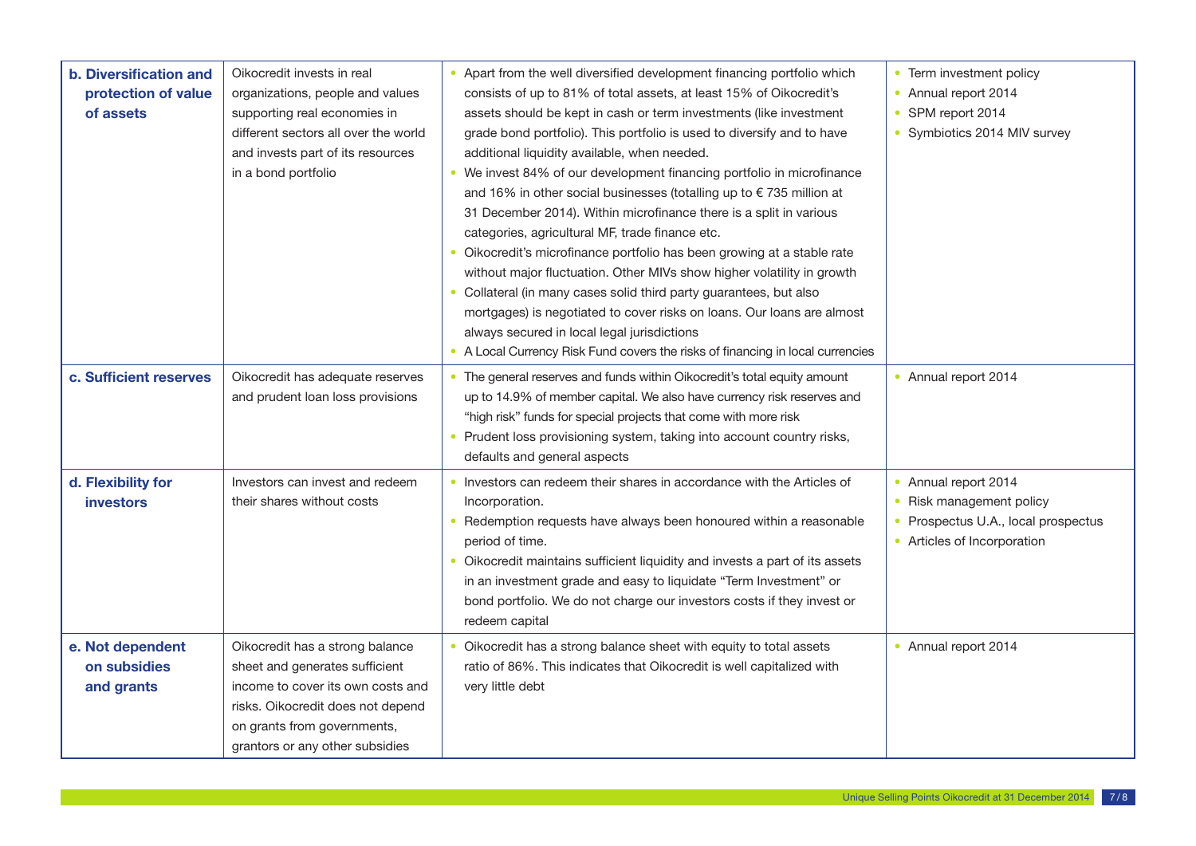| | | | |
|---|---|---|---|
| **b. Diversification and protection of value of assets** | Oikocredit invests in real organizations, people and values supporting real economies in different sectors all over the world and invests part of its resources in a bond portfolio | • Apart from the well diversified development financing portfolio which consists of up to 81% of total assets, at least 15% of Oikocredit's assets should be kept in cash or term investments (like investment grade bond portfolio). This portfolio is used to diversify and to have additional liquidity available, when needed.<br>• We invest 84% of our development financing portfolio in microfinance and 16% in other social businesses (totalling up to € 735 million at 31 December 2014). Within microfinance there is a split in various categories, agricultural MF, trade finance etc.<br>• Oikocredit's microfinance portfolio has been growing at a stable rate without major fluctuation. Other MIVs show higher volatility in growth<br>• Collateral (in many cases solid third party guarantees, but also mortgages) is negotiated to cover risks on loans. Our loans are almost always secured in local legal jurisdictions<br>• A Local Currency Risk Fund covers the risks of financing in local currencies | • Term investment policy<br>• Annual report 2014<br>• SPM report 2014<br>• Symbiotics 2014 MIV survey |
| **c. Sufficient reserves** | Oikocredit has adequate reserves and prudent loan loss provisions | • The general reserves and funds within Oikocredit's total equity amount up to 14.9% of member capital. We also have currency risk reserves and "high risk" funds for special projects that come with more risk<br>• Prudent loss provisioning system, taking into account country risks, defaults and general aspects | • Annual report 2014 |
| **d. Flexibility for investors** | Investors can invest and redeem their shares without costs | • Investors can redeem their shares in accordance with the Articles of Incorporation.<br>• Redemption requests have always been honoured within a reasonable period of time.<br>• Oikocredit maintains sufficient liquidity and invests a part of its assets in an investment grade and easy to liquidate "Term Investment" or bond portfolio. We do not charge our investors costs if they invest or redeem capital | • Annual report 2014<br>• Risk management policy<br>• Prospectus U.A., local prospectus<br>• Articles of Incorporation |
| **e. Not dependent on subsidies and grants** | Oikocredit has a strong balance sheet and generates sufficient income to cover its own costs and risks. Oikocredit does not depend on grants from governments, grantors or any other subsidies | • Oikocredit has a strong balance sheet with equity to total assets ratio of 86%. This indicates that Oikocredit is well capitalized with very little debt | • Annual report 2014 |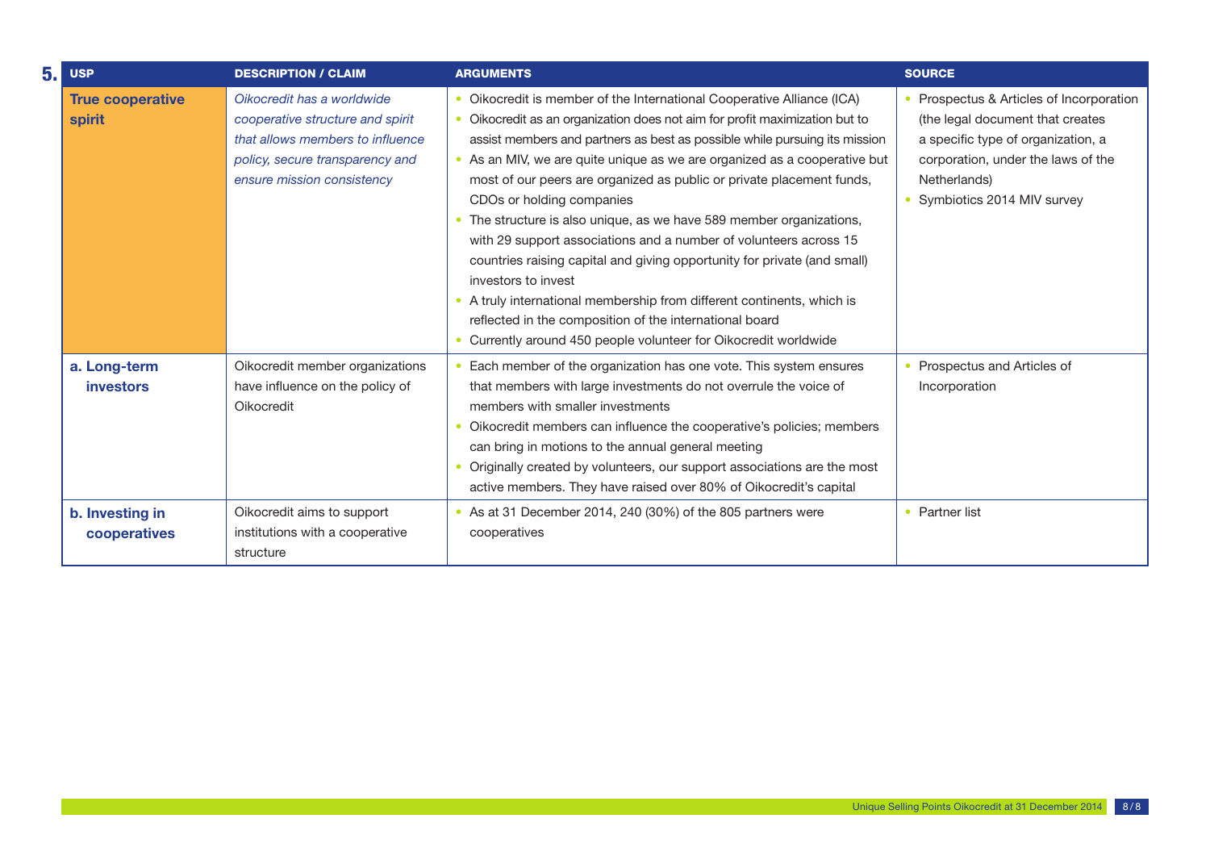| 5. USP | DESCRIPTION / CLAIM | ARGUMENTS | SOURCE |
|---|---|---|---|
| **True cooperative spirit** | *Oikocredit has a worldwide cooperative structure and spirit that allows members to influence policy, secure transparency and ensure mission consistency* | • Oikocredit is member of the International Cooperative Alliance (ICA)<br>• Oikocredit as an organization does not aim for profit maximization but to assist members and partners as best as possible while pursuing its mission<br>• As an MIV, we are quite unique as we are organized as a cooperative but most of our peers are organized as public or private placement funds, CDOs or holding companies<br>• The structure is also unique, as we have 589 member organizations, with 29 support associations and a number of volunteers across 15 countries raising capital and giving opportunity for private (and small) investors to invest<br>• A truly international membership from different continents, which is reflected in the composition of the international board<br>• Currently around 450 people volunteer for Oikocredit worldwide | • Prospectus & Articles of Incorporation (the legal document that creates a specific type of organization, a corporation, under the laws of the Netherlands)<br>• Symbiotics 2014 MIV survey |
| **a. Long-term investors** | Oikocredit member organizations have influence on the policy of Oikocredit | • Each member of the organization has one vote. This system ensures that members with large investments do not overrule the voice of members with smaller investments<br>• Oikocredit members can influence the cooperative's policies; members can bring in motions to the annual general meeting<br>• Originally created by volunteers, our support associations are the most active members. They have raised over 80% of Oikocredit's capital | • Prospectus and Articles of Incorporation |
| **b. Investing in cooperatives** | Oikocredit aims to support institutions with a cooperative structure | • As at 31 December 2014, 240 (30%) of the 805 partners were cooperatives | • Partner list |